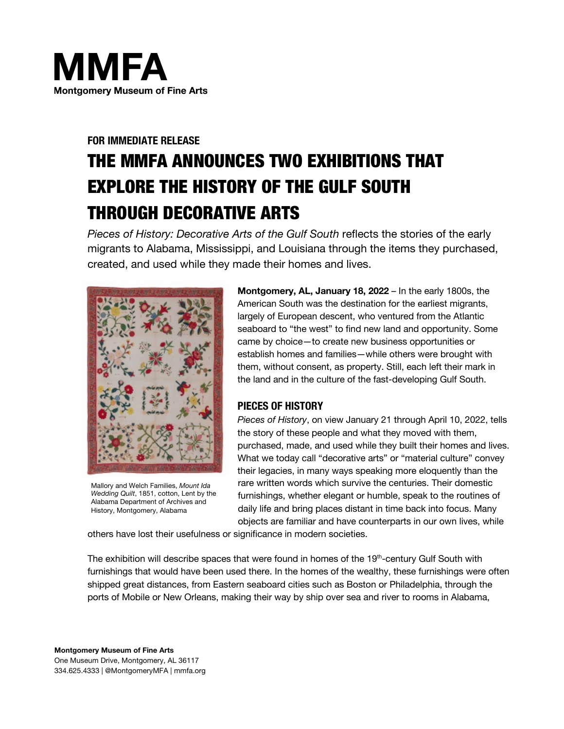# MMFA

**Montgomery Museum of Fine Arts**

**FOR IMMEDIATE RELEASE**

## THE MMFA ANNOUNCES TWO EXHIBITIONS THAT EXPLORE THE HISTORY OF THE GULF SOUTH THROUGH DECORATIVE ARTS

*Pieces of History: Decorative Arts of the Gulf South* reflects the stories of the early migrants to Alabama, Mississippi, and Louisiana through the items they purchased, created, and used while they made their homes and lives.

Mallory and Welch Families, *Mount Ida Wedding Quilt*, 1851, cotton, Lent by the Alabama Department of Archives and History, Montgomery, Alabama

**Montgomery, AL, January 18, 2022** – In the early 1800s, the American South was the destination for the earliest migrants, largely of European descent, who ventured from the Atlantic seaboard to "the west" to find new land and opportunity. Some came by choice—to create new business opportunities or establish homes and families—while others were brought with them, without consent, as property. Still, each left their mark in the land and in the culture of the fast-developing Gulf South.

### PIECES OF HISTORY

*Pieces of History*, on view January 21 through April 10, 2022, tells the story of these people and what they moved with them, purchased, made, and used while they built their homes and lives. What we today call "decorative arts" or "material culture" convey their legacies, in many ways speaking more eloquently than the rare written words which survive the centuries. Their domestic furnishings, whether elegant or humble, speak to the routines of daily life and bring places distant in time back into focus. Many objects are familiar and have counterparts in our own lives, while others have lost their usefulness or significance in modern societies.

The exhibition will describe spaces that were found in homes of the 19th-century Gulf South with furnishings that would have been used there. In the homes of the wealthy, these furnishings were often shipped great distances, from Eastern seaboard cities such as Boston or Philadelphia, through the ports of Mobile or New Orleans, making their way by ship over sea and river to rooms in Alabama,

**Montgomery Museum of Fine Arts**
One Museum Drive, Montgomery, AL 36117
334.625.4333 | @MontgomeryMFA | mmfa.org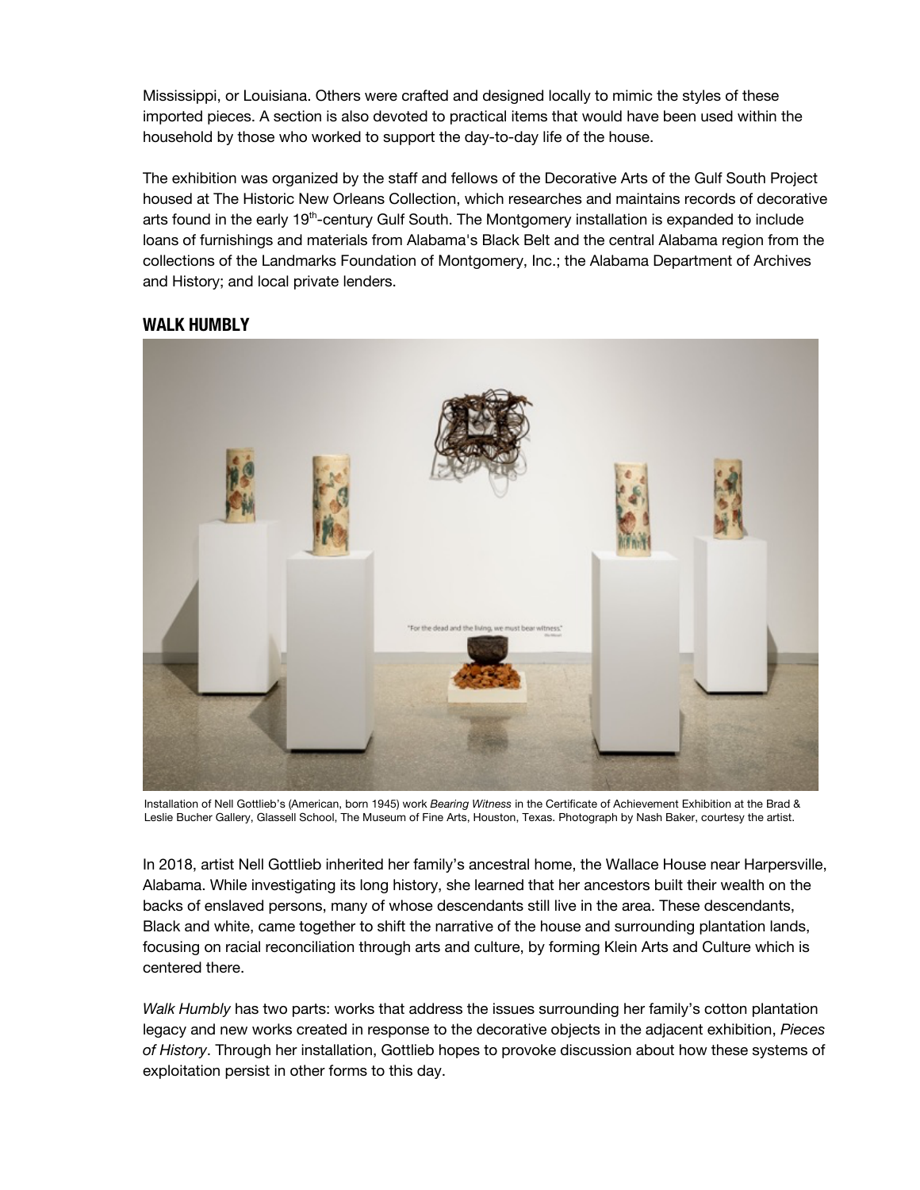Mississippi, or Louisiana. Others were crafted and designed locally to mimic the styles of these imported pieces. A section is also devoted to practical items that would have been used within the household by those who worked to support the day-to-day life of the house.

The exhibition was organized by the staff and fellows of the Decorative Arts of the Gulf South Project housed at The Historic New Orleans Collection, which researches and maintains records of decorative arts found in the early 19th-century Gulf South. The Montgomery installation is expanded to include loans of furnishings and materials from Alabama's Black Belt and the central Alabama region from the collections of the Landmarks Foundation of Montgomery, Inc.; the Alabama Department of Archives and History; and local private lenders.

## WALK HUMBLY

Installation of Nell Gottlieb's (American, born 1945) work *Bearing Witness* in the Certificate of Achievement Exhibition at the Brad & Leslie Bucher Gallery, Glassell School, The Museum of Fine Arts, Houston, Texas. Photograph by Nash Baker, courtesy the artist.

In 2018, artist Nell Gottlieb inherited her family's ancestral home, the Wallace House near Harpersville, Alabama. While investigating its long history, she learned that her ancestors built their wealth on the backs of enslaved persons, many of whose descendants still live in the area. These descendants, Black and white, came together to shift the narrative of the house and surrounding plantation lands, focusing on racial reconciliation through arts and culture, by forming Klein Arts and Culture which is centered there.

*Walk Humbly* has two parts: works that address the issues surrounding her family's cotton plantation legacy and new works created in response to the decorative objects in the adjacent exhibition, *Pieces of History*. Through her installation, Gottlieb hopes to provoke discussion about how these systems of exploitation persist in other forms to this day.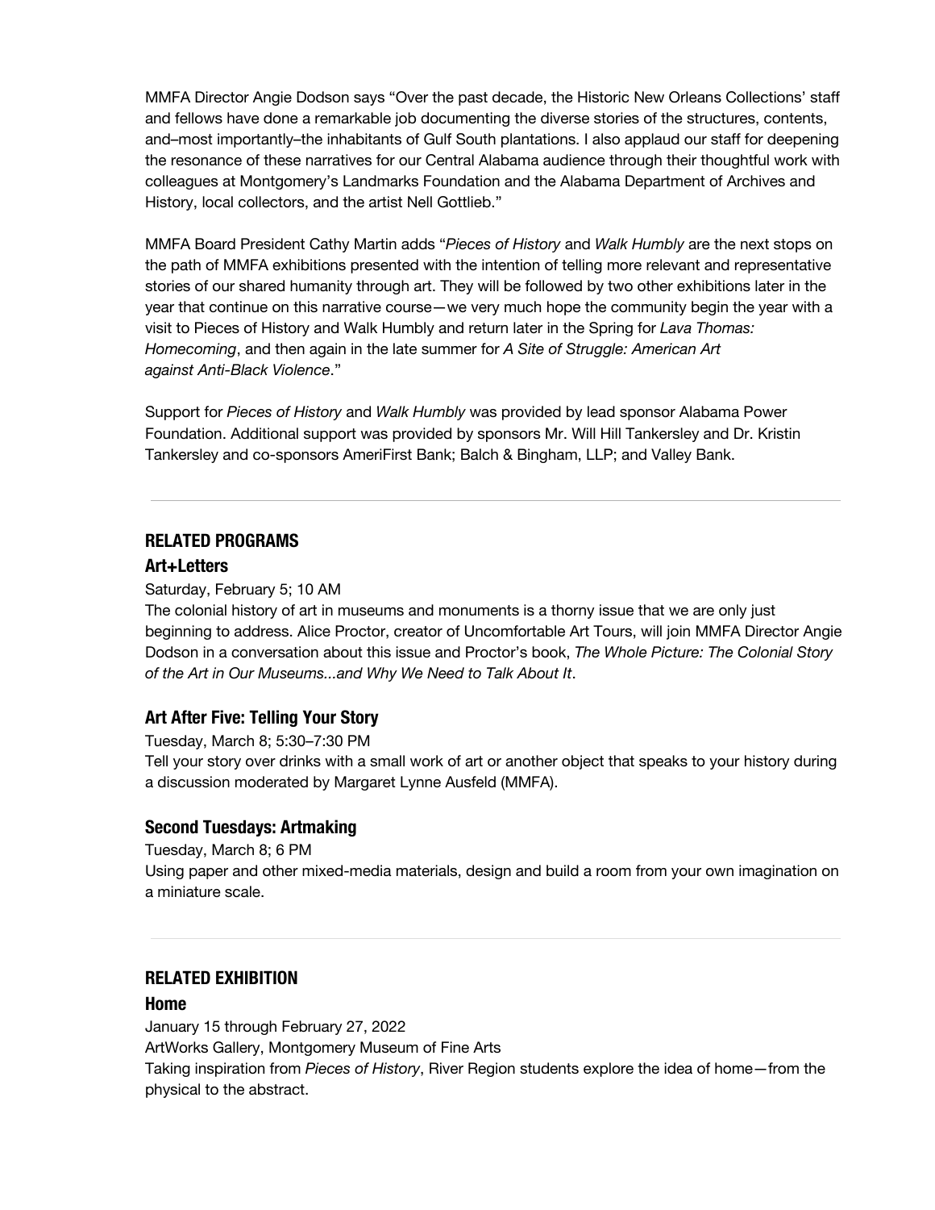MMFA Director Angie Dodson says "Over the past decade, the Historic New Orleans Collections' staff and fellows have done a remarkable job documenting the diverse stories of the structures, contents, and–most importantly–the inhabitants of Gulf South plantations. I also applaud our staff for deepening the resonance of these narratives for our Central Alabama audience through their thoughtful work with colleagues at Montgomery's Landmarks Foundation and the Alabama Department of Archives and History, local collectors, and the artist Nell Gottlieb."

MMFA Board President Cathy Martin adds "*Pieces of History* and *Walk Humbly* are the next stops on the path of MMFA exhibitions presented with the intention of telling more relevant and representative stories of our shared humanity through art. They will be followed by two other exhibitions later in the year that continue on this narrative course—we very much hope the community begin the year with a visit to Pieces of History and Walk Humbly and return later in the Spring for *Lava Thomas: Homecoming*, and then again in the late summer for *A Site of Struggle: American Art against Anti-Black Violence*."

Support for *Pieces of History* and *Walk Humbly* was provided by lead sponsor Alabama Power Foundation. Additional support was provided by sponsors Mr. Will Hill Tankersley and Dr. Kristin Tankersley and co-sponsors AmeriFirst Bank; Balch & Bingham, LLP; and Valley Bank.

---

## RELATED PROGRAMS

### Art+Letters

Saturday, February 5; 10 AM

The colonial history of art in museums and monuments is a thorny issue that we are only just beginning to address. Alice Proctor, creator of Uncomfortable Art Tours, will join MMFA Director Angie Dodson in a conversation about this issue and Proctor's book, *The Whole Picture: The Colonial Story of the Art in Our Museums...and Why We Need to Talk About It*.

### Art After Five: Telling Your Story

Tuesday, March 8; 5:30–7:30 PM

Tell your story over drinks with a small work of art or another object that speaks to your history during a discussion moderated by Margaret Lynne Ausfeld (MMFA).

### Second Tuesdays: Artmaking

Tuesday, March 8; 6 PM

Using paper and other mixed-media materials, design and build a room from your own imagination on a miniature scale.

---

## RELATED EXHIBITION

### Home

January 15 through February 27, 2022

ArtWorks Gallery, Montgomery Museum of Fine Arts

Taking inspiration from *Pieces of History*, River Region students explore the idea of home—from the physical to the abstract.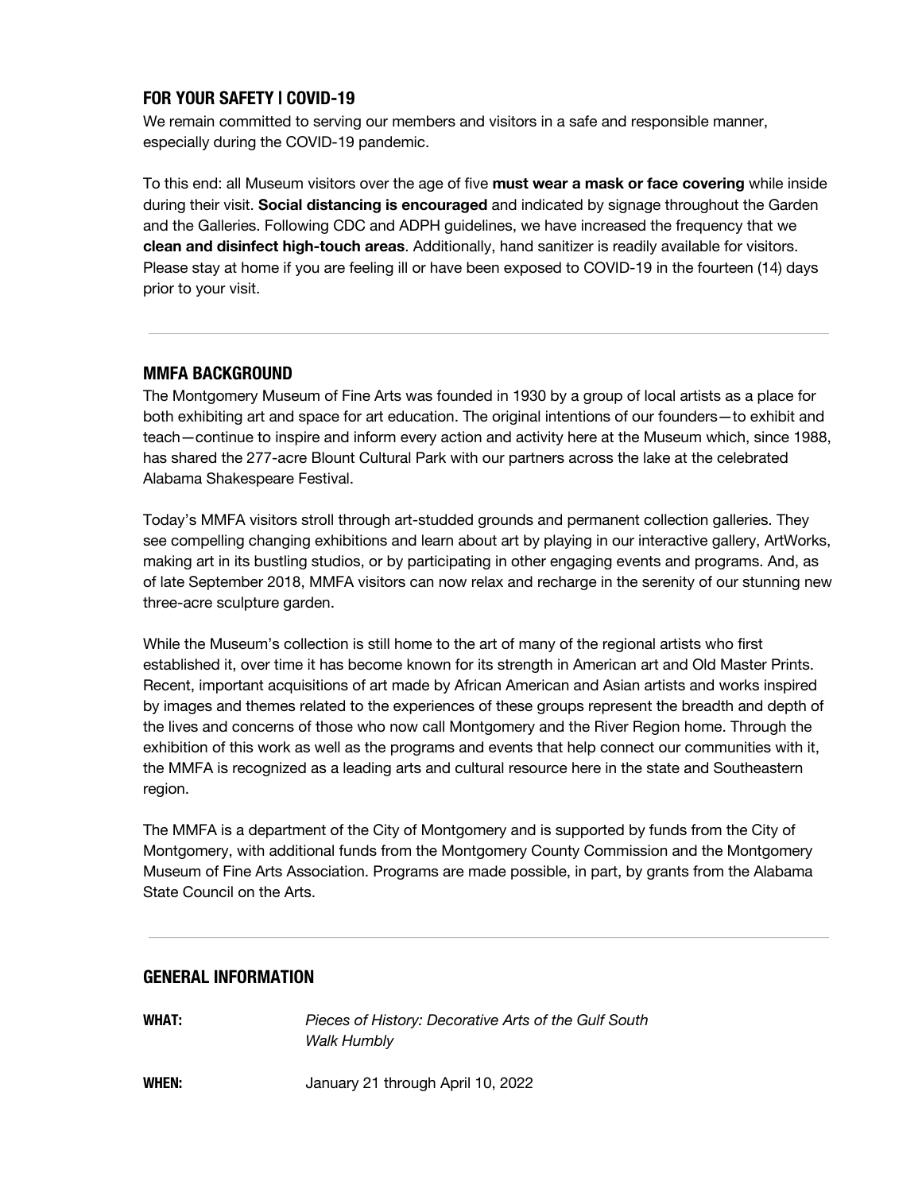## FOR YOUR SAFETY | COVID-19

We remain committed to serving our members and visitors in a safe and responsible manner, especially during the COVID-19 pandemic.

To this end: all Museum visitors over the age of five **must wear a mask or face covering** while inside during their visit. **Social distancing is encouraged** and indicated by signage throughout the Garden and the Galleries. Following CDC and ADPH guidelines, we have increased the frequency that we **clean and disinfect high-touch areas**. Additionally, hand sanitizer is readily available for visitors. Please stay at home if you are feeling ill or have been exposed to COVID-19 in the fourteen (14) days prior to your visit.

---

## MMFA BACKGROUND

The Montgomery Museum of Fine Arts was founded in 1930 by a group of local artists as a place for both exhibiting art and space for art education. The original intentions of our founders—to exhibit and teach—continue to inspire and inform every action and activity here at the Museum which, since 1988, has shared the 277-acre Blount Cultural Park with our partners across the lake at the celebrated Alabama Shakespeare Festival.

Today's MMFA visitors stroll through art-studded grounds and permanent collection galleries. They see compelling changing exhibitions and learn about art by playing in our interactive gallery, ArtWorks, making art in its bustling studios, or by participating in other engaging events and programs. And, as of late September 2018, MMFA visitors can now relax and recharge in the serenity of our stunning new three-acre sculpture garden.

While the Museum's collection is still home to the art of many of the regional artists who first established it, over time it has become known for its strength in American art and Old Master Prints. Recent, important acquisitions of art made by African American and Asian artists and works inspired by images and themes related to the experiences of these groups represent the breadth and depth of the lives and concerns of those who now call Montgomery and the River Region home. Through the exhibition of this work as well as the programs and events that help connect our communities with it, the MMFA is recognized as a leading arts and cultural resource here in the state and Southeastern region.

The MMFA is a department of the City of Montgomery and is supported by funds from the City of Montgomery, with additional funds from the Montgomery County Commission and the Montgomery Museum of Fine Arts Association. Programs are made possible, in part, by grants from the Alabama State Council on the Arts.

---

## GENERAL INFORMATION

**WHAT:** *Pieces of History: Decorative Arts of the Gulf South*
*Walk Humbly*

**WHEN:** January 21 through April 10, 2022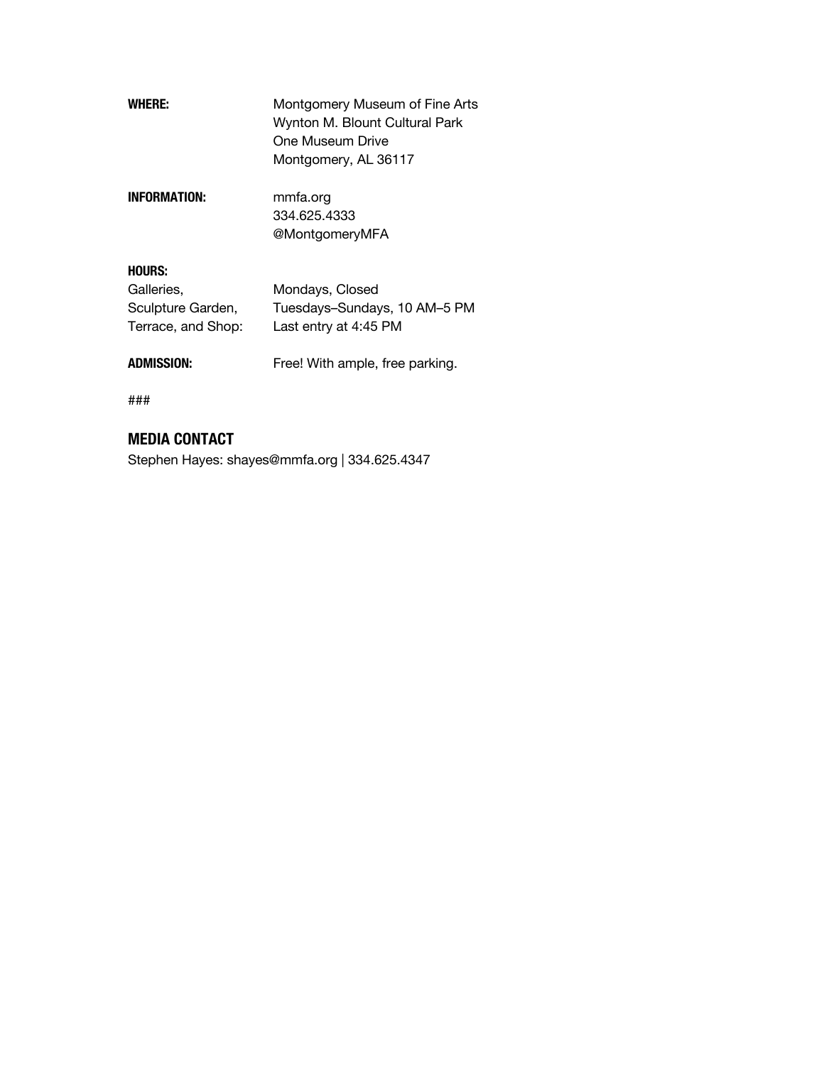**WHERE:** Montgomery Museum of Fine Arts
Wynton M. Blount Cultural Park
One Museum Drive
Montgomery, AL 36117

**INFORMATION:** mmfa.org
334.625.4333
@MontgomeryMFA

**HOURS:**

| | |
|---|---|
| Galleries, Sculpture Garden, Terrace, and Shop: | Mondays, Closed<br>Tuesdays–Sundays, 10 AM–5 PM<br>Last entry at 4:45 PM |

**ADMISSION:** Free! With ample, free parking.

###

## MEDIA CONTACT

Stephen Hayes: shayes@mmfa.org | 334.625.4347